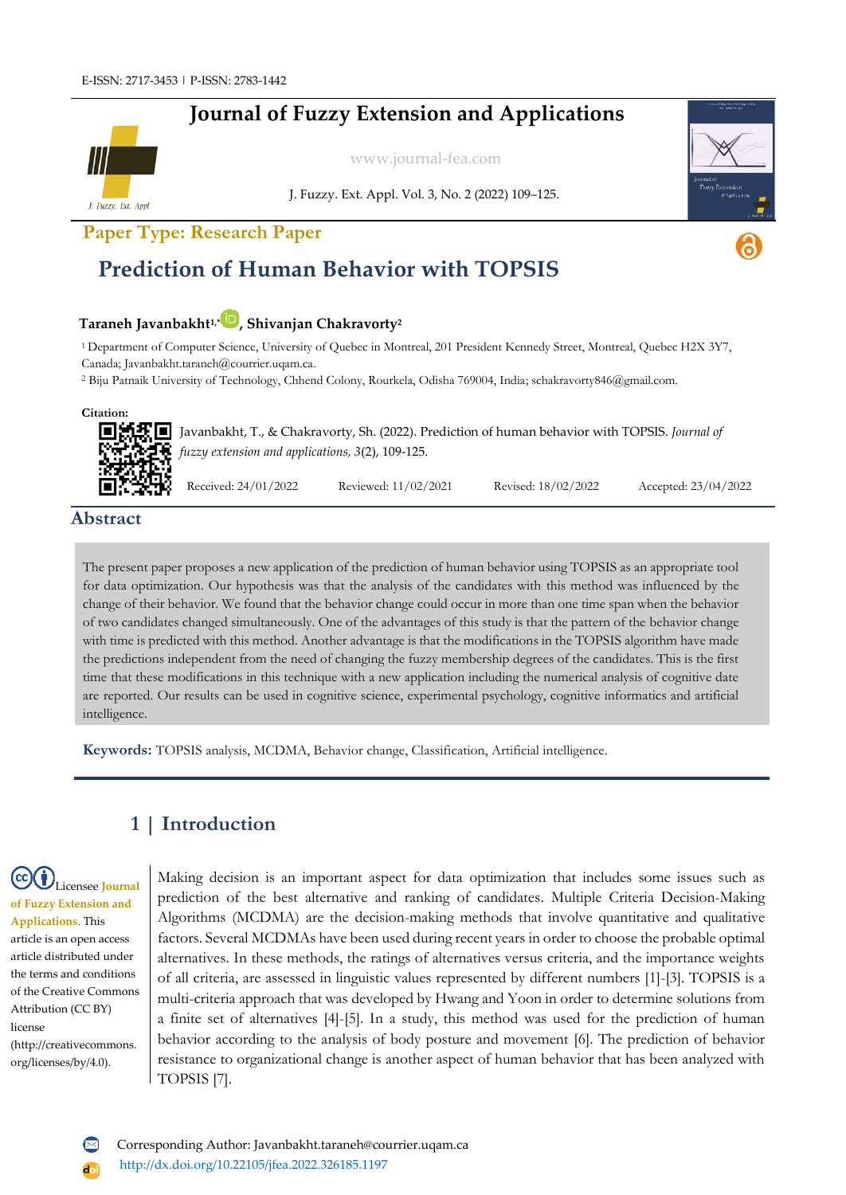E-ISSN: 2717-3453 | P-ISSN: 2783-1442

# Journal of Fuzzy Extension and Applications

www.journal-fea.com

J. Fuzzy. Ext. Appl. Vol. 3, No. 2 (2022) 109–125.

**Paper Type: Research Paper**

# Prediction of Human Behavior with TOPSIS

**Taraneh Javanbakht[1,*], Shivanjan Chakravorty[2]**

[1] Department of Computer Science, University of Quebec in Montreal, 201 President Kennedy Street, Montreal, Quebec H2X 3Y7, Canada; Javanbakht.taraneh@courrier.uqam.ca.

[2] Biju Patnaik University of Technology, Chhend Colony, Rourkela, Odisha 769004, India; schakravorty846@gmail.com.

**Citation:**

Javanbakht, T., & Chakravorty, Sh. (2022). Prediction of human behavior with TOPSIS. *Journal of fuzzy extension and applications, 3*(2), 109-125.

Received: 24/01/2022 Reviewed: 11/02/2021 Revised: 18/02/2022 Accepted: 23/04/2022

## Abstract

The present paper proposes a new application of the prediction of human behavior using TOPSIS as an appropriate tool for data optimization. Our hypothesis was that the analysis of the candidates with this method was influenced by the change of their behavior. We found that the behavior change could occur in more than one time span when the behavior of two candidates changed simultaneously. One of the advantages of this study is that the pattern of the behavior change with time is predicted with this method. Another advantage is that the modifications in the TOPSIS algorithm have made the predictions independent from the need of changing the fuzzy membership degrees of the candidates. This is the first time that these modifications in this technique with a new application including the numerical analysis of cognitive date are reported. Our results can be used in cognitive science, experimental psychology, cognitive informatics and artificial intelligence.

**Keywords:** TOPSIS analysis, MCDMA, Behavior change, Classification, Artificial intelligence.

## 1 | Introduction

Licensee **Journal of Fuzzy Extension and Applications.** This article is an open access article distributed under the terms and conditions of the Creative Commons Attribution (CC BY) license (http://creativecommons.org/licenses/by/4.0).

Making decision is an important aspect for data optimization that includes some issues such as prediction of the best alternative and ranking of candidates. Multiple Criteria Decision-Making Algorithms (MCDMA) are the decision-making methods that involve quantitative and qualitative factors. Several MCDMAs have been used during recent years in order to choose the probable optimal alternatives. In these methods, the ratings of alternatives versus criteria, and the importance weights of all criteria, are assessed in linguistic values represented by different numbers [1]-[3]. TOPSIS is a multi-criteria approach that was developed by Hwang and Yoon in order to determine solutions from a finite set of alternatives [4]-[5]. In a study, this method was used for the prediction of human behavior according to the analysis of body posture and movement [6]. The prediction of behavior resistance to organizational change is another aspect of human behavior that has been analyzed with TOPSIS [7].

Corresponding Author: Javanbakht.taraneh@courrier.uqam.ca

http://dx.doi.org/10.22105/jfea.2022.326185.1197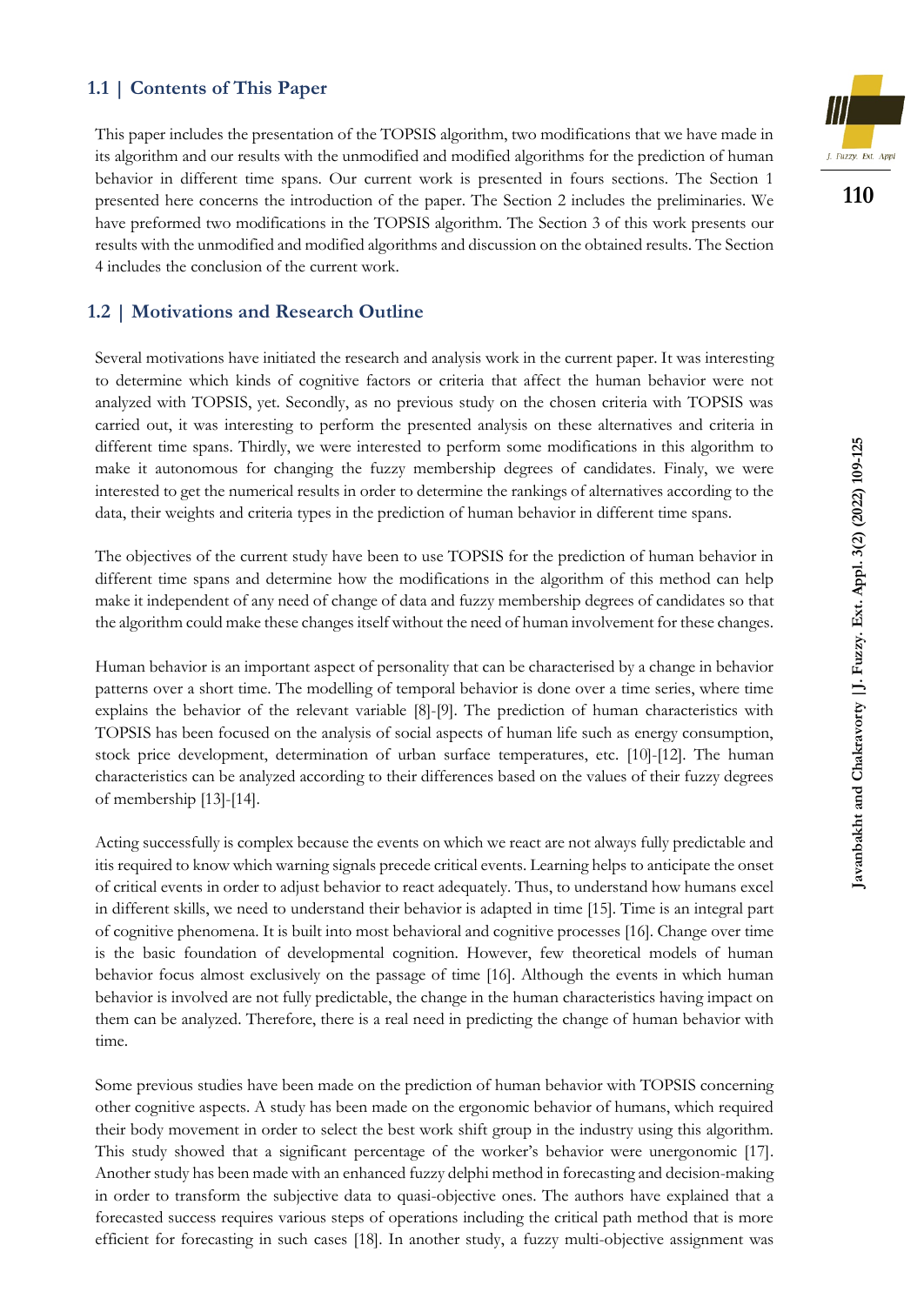## 1.1 | Contents of This Paper

This paper includes the presentation of the TOPSIS algorithm, two modifications that we have made in its algorithm and our results with the unmodified and modified algorithms for the prediction of human behavior in different time spans. Our current work is presented in fours sections. The Section 1 presented here concerns the introduction of the paper. The Section 2 includes the preliminaries. We have preformed two modifications in the TOPSIS algorithm. The Section 3 of this work presents our results with the unmodified and modified algorithms and discussion on the obtained results. The Section 4 includes the conclusion of the current work.

## 1.2 | Motivations and Research Outline

Several motivations have initiated the research and analysis work in the current paper. It was interesting to determine which kinds of cognitive factors or criteria that affect the human behavior were not analyzed with TOPSIS, yet. Secondly, as no previous study on the chosen criteria with TOPSIS was carried out, it was interesting to perform the presented analysis on these alternatives and criteria in different time spans. Thirdly, we were interested to perform some modifications in this algorithm to make it autonomous for changing the fuzzy membership degrees of candidates. Finaly, we were interested to get the numerical results in order to determine the rankings of alternatives according to the data, their weights and criteria types in the prediction of human behavior in different time spans.

The objectives of the current study have been to use TOPSIS for the prediction of human behavior in different time spans and determine how the modifications in the algorithm of this method can help make it independent of any need of change of data and fuzzy membership degrees of candidates so that the algorithm could make these changes itself without the need of human involvement for these changes.

Human behavior is an important aspect of personality that can be characterised by a change in behavior patterns over a short time. The modelling of temporal behavior is done over a time series, where time explains the behavior of the relevant variable [8]-[9]. The prediction of human characteristics with TOPSIS has been focused on the analysis of social aspects of human life such as energy consumption, stock price development, determination of urban surface temperatures, etc. [10]-[12]. The human characteristics can be analyzed according to their differences based on the values of their fuzzy degrees of membership [13]-[14].

Acting successfully is complex because the events on which we react are not always fully predictable and itis required to know which warning signals precede critical events. Learning helps to anticipate the onset of critical events in order to adjust behavior to react adequately. Thus, to understand how humans excel in different skills, we need to understand their behavior is adapted in time [15]. Time is an integral part of cognitive phenomena. It is built into most behavioral and cognitive processes [16]. Change over time is the basic foundation of developmental cognition. However, few theoretical models of human behavior focus almost exclusively on the passage of time [16]. Although the events in which human behavior is involved are not fully predictable, the change in the human characteristics having impact on them can be analyzed. Therefore, there is a real need in predicting the change of human behavior with time.

Some previous studies have been made on the prediction of human behavior with TOPSIS concerning other cognitive aspects. A study has been made on the ergonomic behavior of humans, which required their body movement in order to select the best work shift group in the industry using this algorithm. This study showed that a significant percentage of the worker's behavior were unergonomic [17]. Another study has been made with an enhanced fuzzy delphi method in forecasting and decision-making in order to transform the subjective data to quasi-objective ones. The authors have explained that a forecasted success requires various steps of operations including the critical path method that is more efficient for forecasting in such cases [18]. In another study, a fuzzy multi-objective assignment was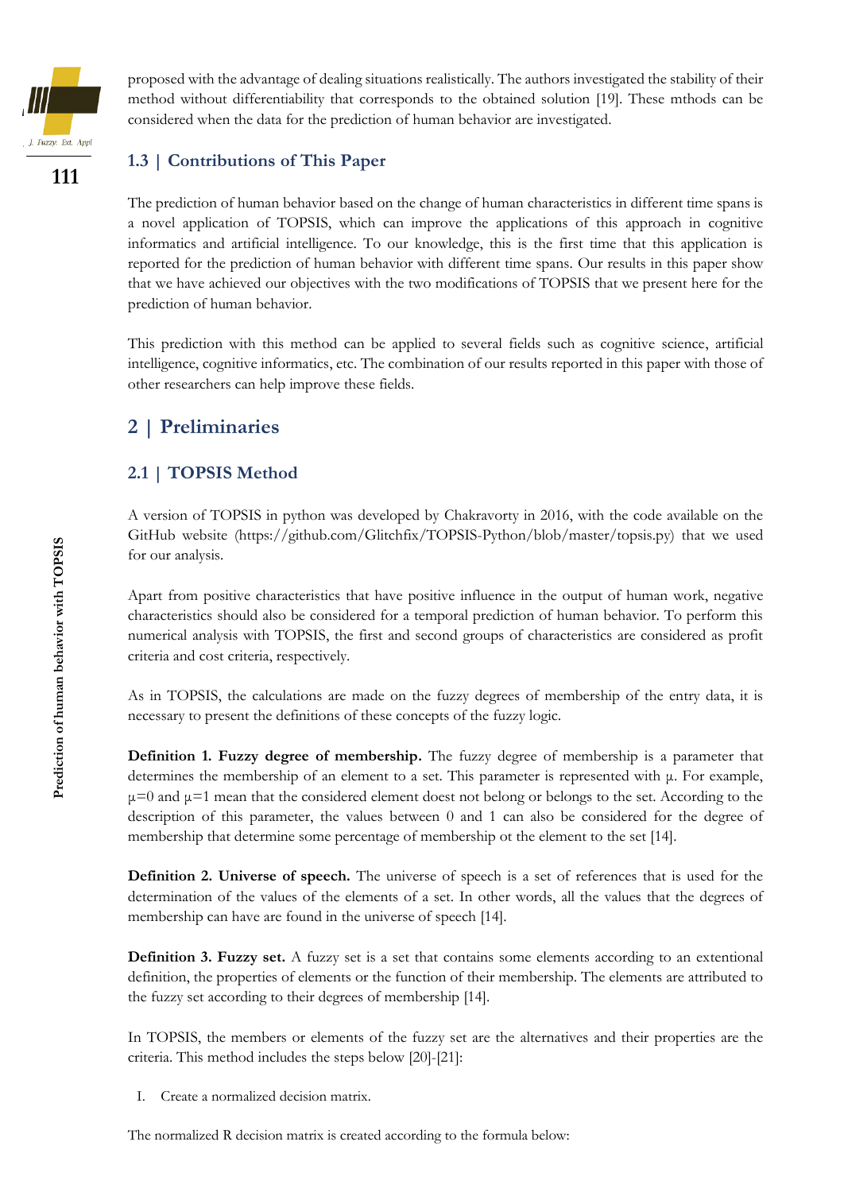proposed with the advantage of dealing situations realistically. The authors investigated the stability of their method without differentiability that corresponds to the obtained solution [19]. These mthods can be considered when the data for the prediction of human behavior are investigated.

### 1.3 | Contributions of This Paper

The prediction of human behavior based on the change of human characteristics in different time spans is a novel application of TOPSIS, which can improve the applications of this approach in cognitive informatics and artificial intelligence. To our knowledge, this is the first time that this application is reported for the prediction of human behavior with different time spans. Our results in this paper show that we have achieved our objectives with the two modifications of TOPSIS that we present here for the prediction of human behavior.

This prediction with this method can be applied to several fields such as cognitive science, artificial intelligence, cognitive informatics, etc. The combination of our results reported in this paper with those of other researchers can help improve these fields.

## 2 | Preliminaries

### 2.1 | TOPSIS Method

A version of TOPSIS in python was developed by Chakravorty in 2016, with the code available on the GitHub website (https://github.com/Glitchfix/TOPSIS-Python/blob/master/topsis.py) that we used for our analysis.

Apart from positive characteristics that have positive influence in the output of human work, negative characteristics should also be considered for a temporal prediction of human behavior. To perform this numerical analysis with TOPSIS, the first and second groups of characteristics are considered as profit criteria and cost criteria, respectively.

As in TOPSIS, the calculations are made on the fuzzy degrees of membership of the entry data, it is necessary to present the definitions of these concepts of the fuzzy logic.

**Definition 1. Fuzzy degree of membership.** The fuzzy degree of membership is a parameter that determines the membership of an element to a set. This parameter is represented with μ. For example, $\mu=0$ and $\mu=1$ mean that the considered element doest not belong or belongs to the set. According to the description of this parameter, the values between 0 and 1 can also be considered for the degree of membership that determine some percentage of membership ot the element to the set [14].

**Definition 2. Universe of speech.** The universe of speech is a set of references that is used for the determination of the values of the elements of a set. In other words, all the values that the degrees of membership can have are found in the universe of speech [14].

**Definition 3. Fuzzy set.** A fuzzy set is a set that contains some elements according to an extentional definition, the properties of elements or the function of their membership. The elements are attributed to the fuzzy set according to their degrees of membership [14].

In TOPSIS, the members or elements of the fuzzy set are the alternatives and their properties are the criteria. This method includes the steps below [20]-[21]:

I. Create a normalized decision matrix.

The normalized R decision matrix is created according to the formula below: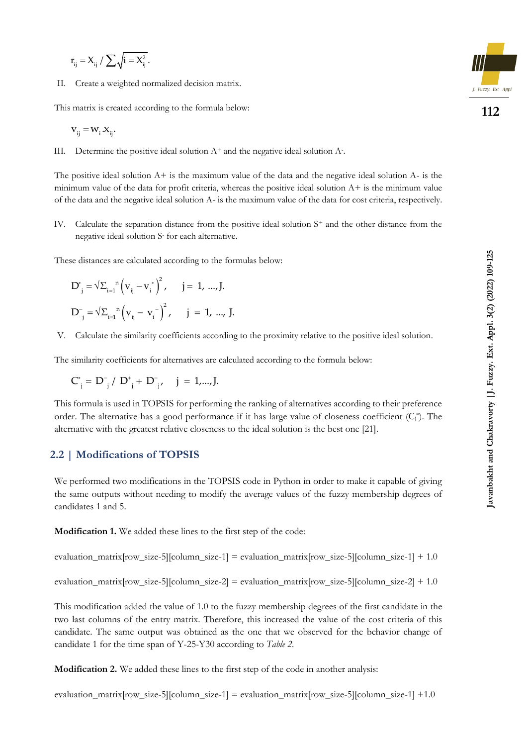$$r_{ij} = X_{ij} / \sum \sqrt{i = X_{ij}^2}.$$

II. Create a weighted normalized decision matrix.

This matrix is created according to the formula below:

$$v_{ij} = w_i . x_{ij}.$$

III. Determine the positive ideal solution $A^+$ and the negative ideal solution $A^-$.

The positive ideal solution A+ is the maximum value of the data and the negative ideal solution A- is the minimum value of the data for profit criteria, whereas the positive ideal solution A+ is the minimum value of the data and the negative ideal solution A- is the maximum value of the data for cost criteria, respectively.

IV. Calculate the separation distance from the positive ideal solution $S^+$ and the other distance from the negative ideal solution $S^-$ for each alternative.

These distances are calculated according to the formulas below:

$$D^*_j = \sqrt{\Sigma_{i=1}^{n} \left(v_{ij} - v_i^*\right)^2}, \quad j = 1, ..., J.$$

$$D^-_j = \sqrt{\Sigma_{i=1}^{n} \left(v_{ij} - v_i^-\right)^2}, \quad j = 1, ..., J.$$

V. Calculate the similarity coefficients according to the proximity relative to the positive ideal solution.

The similarity coefficients for alternatives are calculated according to the formula below:

$$C^*_j = D^-_j / D^+_j + D^-_j, \quad j = 1, ..., J.$$

This formula is used in TOPSIS for performing the ranking of alternatives according to their preference order. The alternative has a good performance if it has large value of closeness coefficient ($C_j^*$). The alternative with the greatest relative closeness to the ideal solution is the best one [21].

## 2.2 | Modifications of TOPSIS

We performed two modifications in the TOPSIS code in Python in order to make it capable of giving the same outputs without needing to modify the average values of the fuzzy membership degrees of candidates 1 and 5.

**Modification 1.** We added these lines to the first step of the code:

```
evaluation_matrix[row_size-5][column_size-1] = evaluation_matrix[row_size-5][column_size-1] + 1.0

evaluation_matrix[row_size-5][column_size-2] = evaluation_matrix[row_size-5][column_size-2] + 1.0
```

This modification added the value of 1.0 to the fuzzy membership degrees of the first candidate in the two last columns of the entry matrix. Therefore, this increased the value of the cost criteria of this candidate. The same output was obtained as the one that we observed for the behavior change of candidate 1 for the time span of Y-25-Y30 according to *Table 2*.

**Modification 2.** We added these lines to the first step of the code in another analysis:

```
evaluation_matrix[row_size-5][column_size-1] = evaluation_matrix[row_size-5][column_size-1] +1.0
```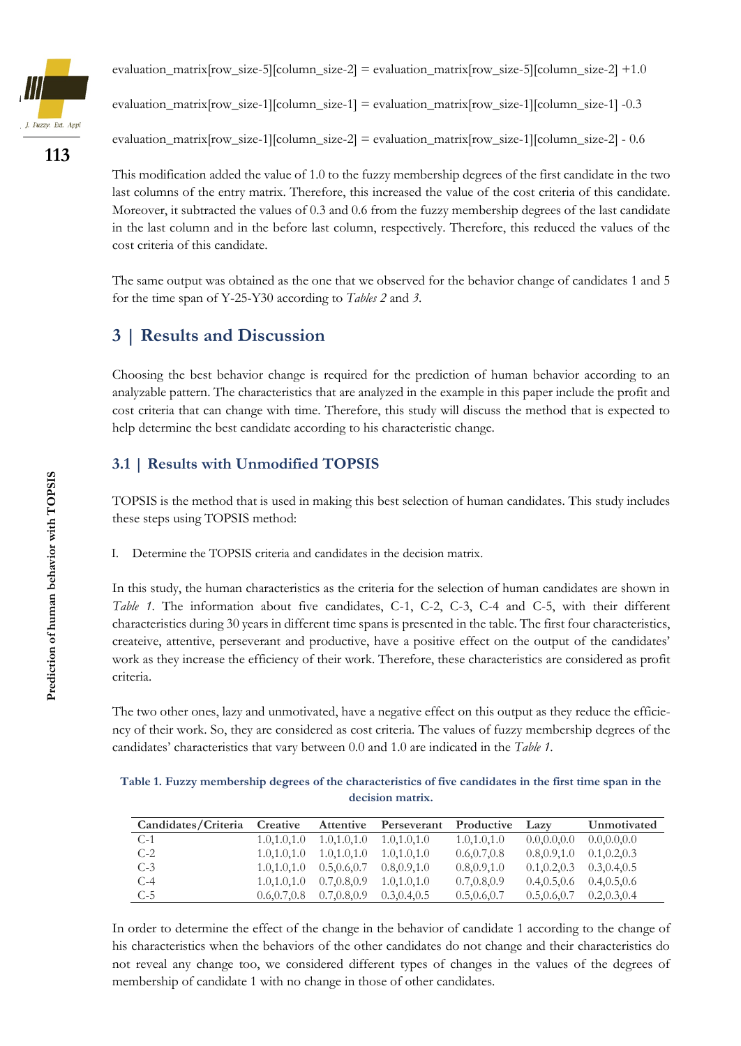evaluation_matrix[row_size-5][column_size-2] = evaluation_matrix[row_size-5][column_size-2] +1.0

evaluation_matrix[row_size-1][column_size-1] = evaluation_matrix[row_size-1][column_size-1] -0.3

evaluation_matrix[row_size-1][column_size-2] = evaluation_matrix[row_size-1][column_size-2] - 0.6

This modification added the value of 1.0 to the fuzzy membership degrees of the first candidate in the two last columns of the entry matrix. Therefore, this increased the value of the cost criteria of this candidate. Moreover, it subtracted the values of 0.3 and 0.6 from the fuzzy membership degrees of the last candidate in the last column and in the before last column, respectively. Therefore, this reduced the values of the cost criteria of this candidate.

The same output was obtained as the one that we observed for the behavior change of candidates 1 and 5 for the time span of Y-25-Y30 according to *Tables 2* and *3*.

## 3 | Results and Discussion

Choosing the best behavior change is required for the prediction of human behavior according to an analyzable pattern. The characteristics that are analyzed in the example in this paper include the profit and cost criteria that can change with time. Therefore, this study will discuss the method that is expected to help determine the best candidate according to his characteristic change.

### 3.1 | Results with Unmodified TOPSIS

TOPSIS is the method that is used in making this best selection of human candidates. This study includes these steps using TOPSIS method:

I. Determine the TOPSIS criteria and candidates in the decision matrix.

In this study, the human characteristics as the criteria for the selection of human candidates are shown in *Table 1*. The information about five candidates, C-1, C-2, C-3, C-4 and C-5, with their different characteristics during 30 years in different time spans is presented in the table. The first four characteristics, createive, attentive, perseverant and productive, have a positive effect on the output of the candidates' work as they increase the efficiency of their work. Therefore, these characteristics are considered as profit criteria.

The two other ones, lazy and unmotivated, have a negative effect on this output as they reduce the efficiency of their work. So, they are considered as cost criteria. The values of fuzzy membership degrees of the candidates' characteristics that vary between 0.0 and 1.0 are indicated in the *Table 1*.

**Table 1. Fuzzy membership degrees of the characteristics of five candidates in the first time span in the decision matrix.**

| Candidates/Criteria | Creative | Attentive | Perseverant | Productive | Lazy | Unmotivated |
|---|---|---|---|---|---|---|
| C-1 | 1.0,1.0,1.0 | 1.0,1.0,1.0 | 1.0,1.0,1.0 | 1.0,1.0,1.0 | 0.0,0.0,0.0 | 0.0,0.0,0.0 |
| C-2 | 1.0,1.0,1.0 | 1.0,1.0,1.0 | 1.0,1.0,1.0 | 0.6,0.7,0.8 | 0.8,0.9,1.0 | 0.1,0.2,0.3 |
| C-3 | 1.0,1.0,1.0 | 0.5,0.6,0.7 | 0.8,0.9,1.0 | 0.8,0.9,1.0 | 0.1,0.2,0.3 | 0.3,0.4,0.5 |
| C-4 | 1.0,1.0,1.0 | 0.7,0.8,0.9 | 1.0,1.0,1.0 | 0.7,0.8,0.9 | 0.4,0.5,0.6 | 0.4,0.5,0.6 |
| C-5 | 0.6,0.7,0.8 | 0.7,0.8,0.9 | 0.3,0.4,0.5 | 0.5,0.6,0.7 | 0.5,0.6,0.7 | 0.2,0.3,0.4 |

In order to determine the effect of the change in the behavior of candidate 1 according to the change of his characteristics when the behaviors of the other candidates do not change and their characteristics do not reveal any change too, we considered different types of changes in the values of the degrees of membership of candidate 1 with no change in those of other candidates.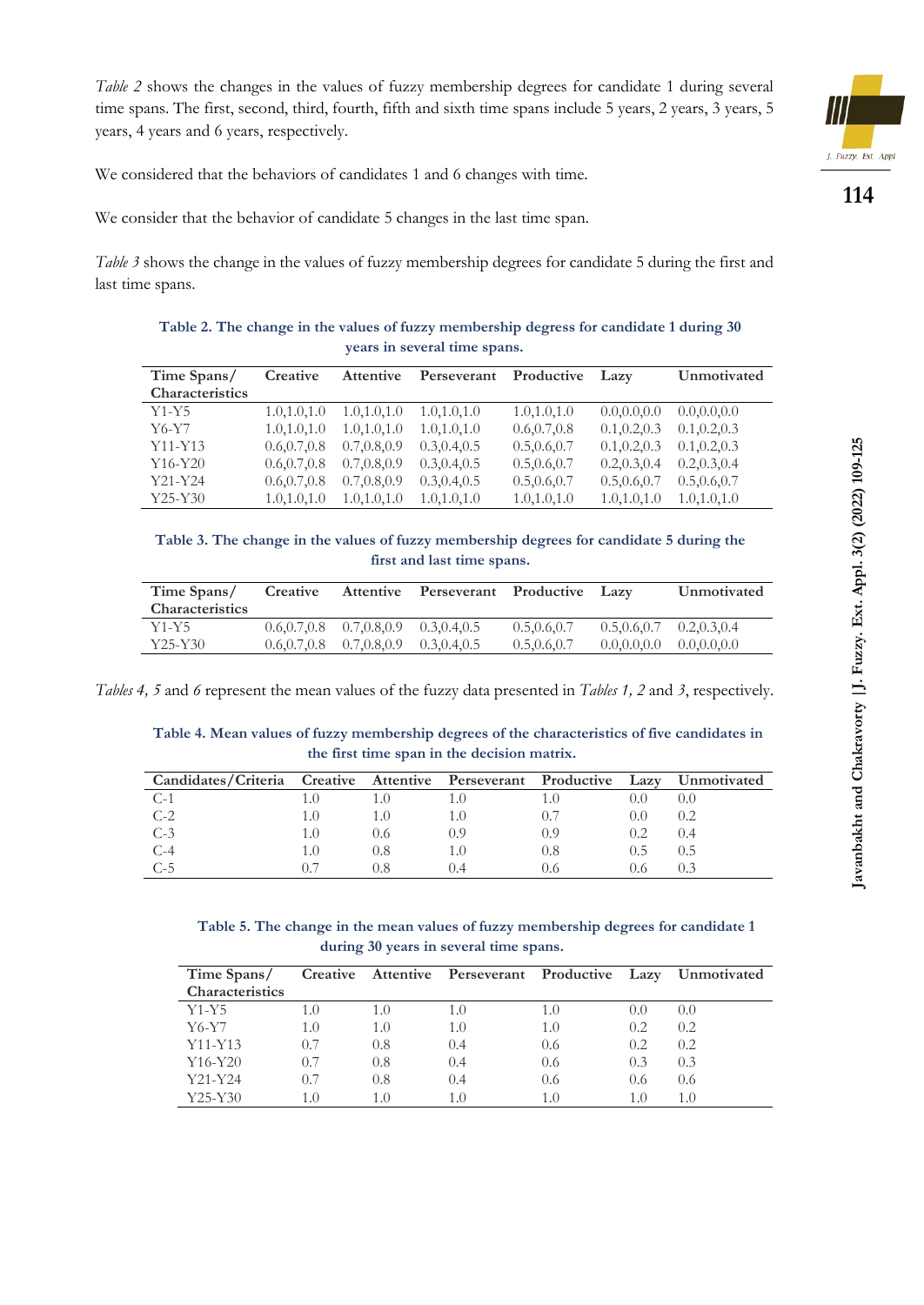*Table 2* shows the changes in the values of fuzzy membership degrees for candidate 1 during several time spans. The first, second, third, fourth, fifth and sixth time spans include 5 years, 2 years, 3 years, 5 years, 4 years and 6 years, respectively.

We considered that the behaviors of candidates 1 and 6 changes with time.

We consider that the behavior of candidate 5 changes in the last time span.

*Table 3* shows the change in the values of fuzzy membership degrees for candidate 5 during the first and last time spans.

**Table 2. The change in the values of fuzzy membership degress for candidate 1 during 30 years in several time spans.**

| Time Spans/ Characteristics | Creative | Attentive | Perseverant | Productive | Lazy | Unmotivated |
|---|---|---|---|---|---|---|
| Y1-Y5 | 1.0,1.0,1.0 | 1.0,1.0,1.0 | 1.0,1.0,1.0 | 1.0,1.0,1.0 | 0.0,0.0,0.0 | 0.0,0.0,0.0 |
| Y6-Y7 | 1.0,1.0,1.0 | 1.0,1.0,1.0 | 1.0,1.0,1.0 | 0.6,0.7,0.8 | 0.1,0.2,0.3 | 0.1,0.2,0.3 |
| Y11-Y13 | 0.6,0.7,0.8 | 0.7,0.8,0.9 | 0.3,0.4,0.5 | 0.5,0.6,0.7 | 0.1,0.2,0.3 | 0.1,0.2,0.3 |
| Y16-Y20 | 0.6,0.7,0.8 | 0.7,0.8,0.9 | 0.3,0.4,0.5 | 0.5,0.6,0.7 | 0.2,0.3,0.4 | 0.2,0.3,0.4 |
| Y21-Y24 | 0.6,0.7,0.8 | 0.7,0.8,0.9 | 0.3,0.4,0.5 | 0.5,0.6,0.7 | 0.5,0.6,0.7 | 0.5,0.6,0.7 |
| Y25-Y30 | 1.0,1.0,1.0 | 1.0,1.0,1.0 | 1.0,1.0,1.0 | 1.0,1.0,1.0 | 1.0,1.0,1.0 | 1.0,1.0,1.0 |

**Table 3. The change in the values of fuzzy membership degrees for candidate 5 during the first and last time spans.**

| Time Spans/ Characteristics | Creative | Attentive | Perseverant | Productive | Lazy | Unmotivated |
|---|---|---|---|---|---|---|
| Y1-Y5 | 0.6,0.7,0.8 | 0.7,0.8,0.9 | 0.3,0.4,0.5 | 0.5,0.6,0.7 | 0.5,0.6,0.7 | 0.2,0.3,0.4 |
| Y25-Y30 | 0.6,0.7,0.8 | 0.7,0.8,0.9 | 0.3,0.4,0.5 | 0.5,0.6,0.7 | 0.0,0.0,0.0 | 0.0,0.0,0.0 |

*Tables 4, 5* and *6* represent the mean values of the fuzzy data presented in *Tables 1, 2* and *3*, respectively.

**Table 4. Mean values of fuzzy membership degrees of the characteristics of five candidates in the first time span in the decision matrix.**

| Candidates/Criteria | Creative | Attentive | Perseverant | Productive | Lazy | Unmotivated |
|---|---|---|---|---|---|---|
| C-1 | 1.0 | 1.0 | 1.0 | 1.0 | 0.0 | 0.0 |
| C-2 | 1.0 | 1.0 | 1.0 | 0.7 | 0.0 | 0.2 |
| C-3 | 1.0 | 0.6 | 0.9 | 0.9 | 0.2 | 0.4 |
| C-4 | 1.0 | 0.8 | 1.0 | 0.8 | 0.5 | 0.5 |
| C-5 | 0.7 | 0.8 | 0.4 | 0.6 | 0.6 | 0.3 |

**Table 5. The change in the mean values of fuzzy membership degrees for candidate 1 during 30 years in several time spans.**

| Time Spans/ Characteristics | Creative | Attentive | Perseverant | Productive | Lazy | Unmotivated |
|---|---|---|---|---|---|---|
| Y1-Y5 | 1.0 | 1.0 | 1.0 | 1.0 | 0.0 | 0.0 |
| Y6-Y7 | 1.0 | 1.0 | 1.0 | 1.0 | 0.2 | 0.2 |
| Y11-Y13 | 0.7 | 0.8 | 0.4 | 0.6 | 0.2 | 0.2 |
| Y16-Y20 | 0.7 | 0.8 | 0.4 | 0.6 | 0.3 | 0.3 |
| Y21-Y24 | 0.7 | 0.8 | 0.4 | 0.6 | 0.6 | 0.6 |
| Y25-Y30 | 1.0 | 1.0 | 1.0 | 1.0 | 1.0 | 1.0 |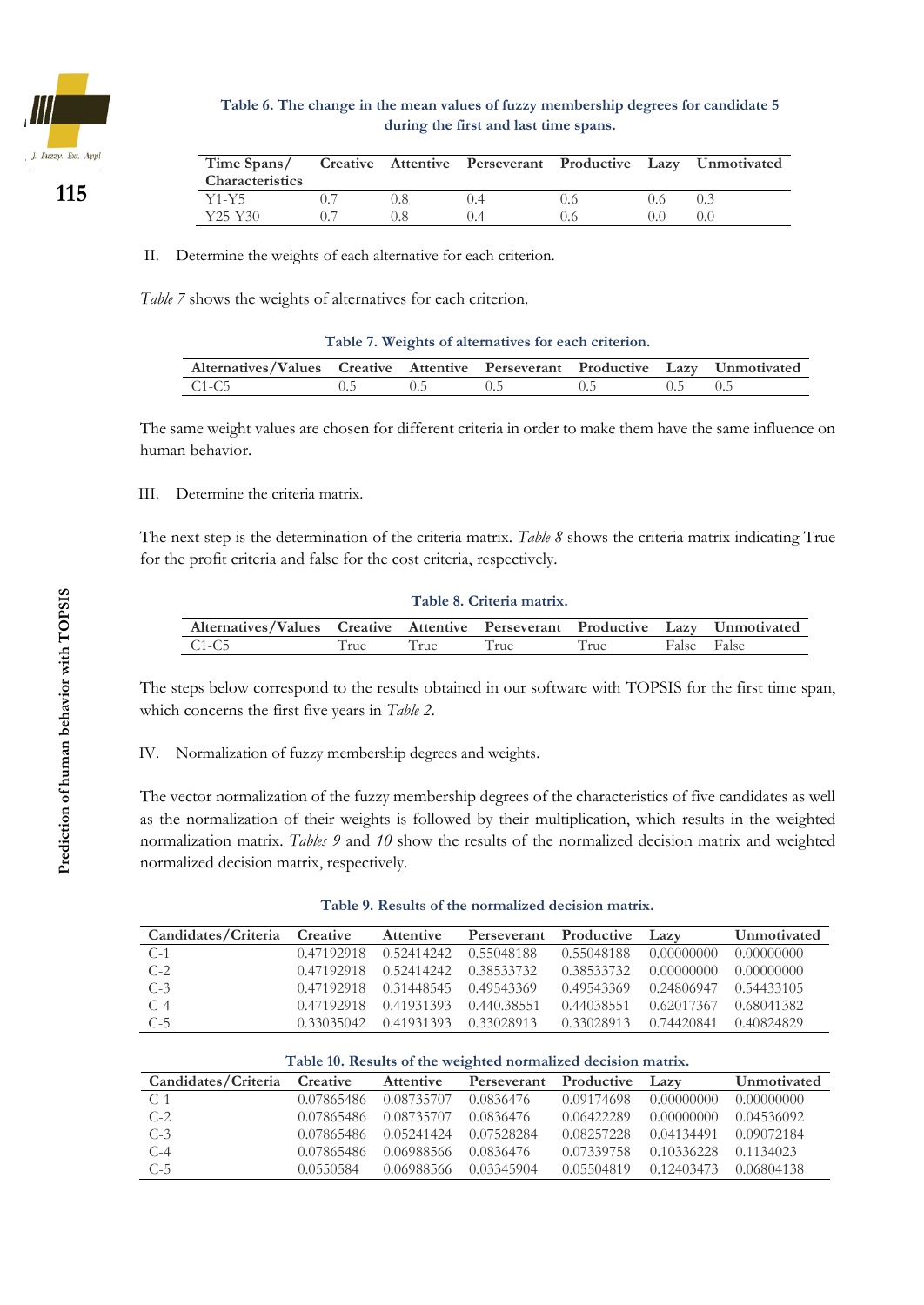**Table 6. The change in the mean values of fuzzy membership degrees for candidate 5 during the first and last time spans.**

| Time Spans/ Characteristics | Creative | Attentive | Perseverant | Productive | Lazy | Unmotivated |
|---|---|---|---|---|---|---|
| Y1-Y5 | 0.7 | 0.8 | 0.4 | 0.6 | 0.6 | 0.3 |
| Y25-Y30 | 0.7 | 0.8 | 0.4 | 0.6 | 0.0 | 0.0 |

II. Determine the weights of each alternative for each criterion.

*Table 7* shows the weights of alternatives for each criterion.

**Table 7. Weights of alternatives for each criterion.**

| Alternatives/Values | Creative | Attentive | Perseverant | Productive | Lazy | Unmotivated |
|---|---|---|---|---|---|---|
| C1-C5 | 0.5 | 0.5 | 0.5 | 0.5 | 0.5 | 0.5 |

The same weight values are chosen for different criteria in order to make them have the same influence on human behavior.

III. Determine the criteria matrix.

The next step is the determination of the criteria matrix. *Table 8* shows the criteria matrix indicating True for the profit criteria and false for the cost criteria, respectively.

**Table 8. Criteria matrix.**

| Alternatives/Values | Creative | Attentive | Perseverant | Productive | Lazy | Unmotivated |
|---|---|---|---|---|---|---|
| C1-C5 | True | True | True | True | False | False |

The steps below correspond to the results obtained in our software with TOPSIS for the first time span, which concerns the first five years in *Table 2*.

IV. Normalization of fuzzy membership degrees and weights.

The vector normalization of the fuzzy membership degrees of the characteristics of five candidates as well as the normalization of their weights is followed by their multiplication, which results in the weighted normalization matrix. *Tables 9* and *10* show the results of the normalized decision matrix and weighted normalized decision matrix, respectively.

**Table 9. Results of the normalized decision matrix.**

| Candidates/Criteria | Creative | Attentive | Perseverant | Productive | Lazy | Unmotivated |
|---|---|---|---|---|---|---|
| C-1 | 0.47192918 | 0.52414242 | 0.55048188 | 0.55048188 | 0.00000000 | 0.00000000 |
| C-2 | 0.47192918 | 0.52414242 | 0.38533732 | 0.38533732 | 0.00000000 | 0.00000000 |
| C-3 | 0.47192918 | 0.31448545 | 0.49543369 | 0.49543369 | 0.24806947 | 0.54433105 |
| C-4 | 0.47192918 | 0.41931393 | 0.440.38551 | 0.44038551 | 0.62017367 | 0.68041382 |
| C-5 | 0.33035042 | 0.41931393 | 0.33028913 | 0.33028913 | 0.74420841 | 0.40824829 |

**Table 10. Results of the weighted normalized decision matrix.**

| Candidates/Criteria | Creative | Attentive | Perseverant | Productive | Lazy | Unmotivated |
|---|---|---|---|---|---|---|
| C-1 | 0.07865486 | 0.08735707 | 0.0836476 | 0.09174698 | 0.00000000 | 0.00000000 |
| C-2 | 0.07865486 | 0.08735707 | 0.0836476 | 0.06422289 | 0.00000000 | 0.04536092 |
| C-3 | 0.07865486 | 0.05241424 | 0.07528284 | 0.08257228 | 0.04134491 | 0.09072184 |
| C-4 | 0.07865486 | 0.06988566 | 0.0836476 | 0.07339758 | 0.10336228 | 0.1134023 |
| C-5 | 0.0550584 | 0.06988566 | 0.03345904 | 0.05504819 | 0.12403473 | 0.06804138 |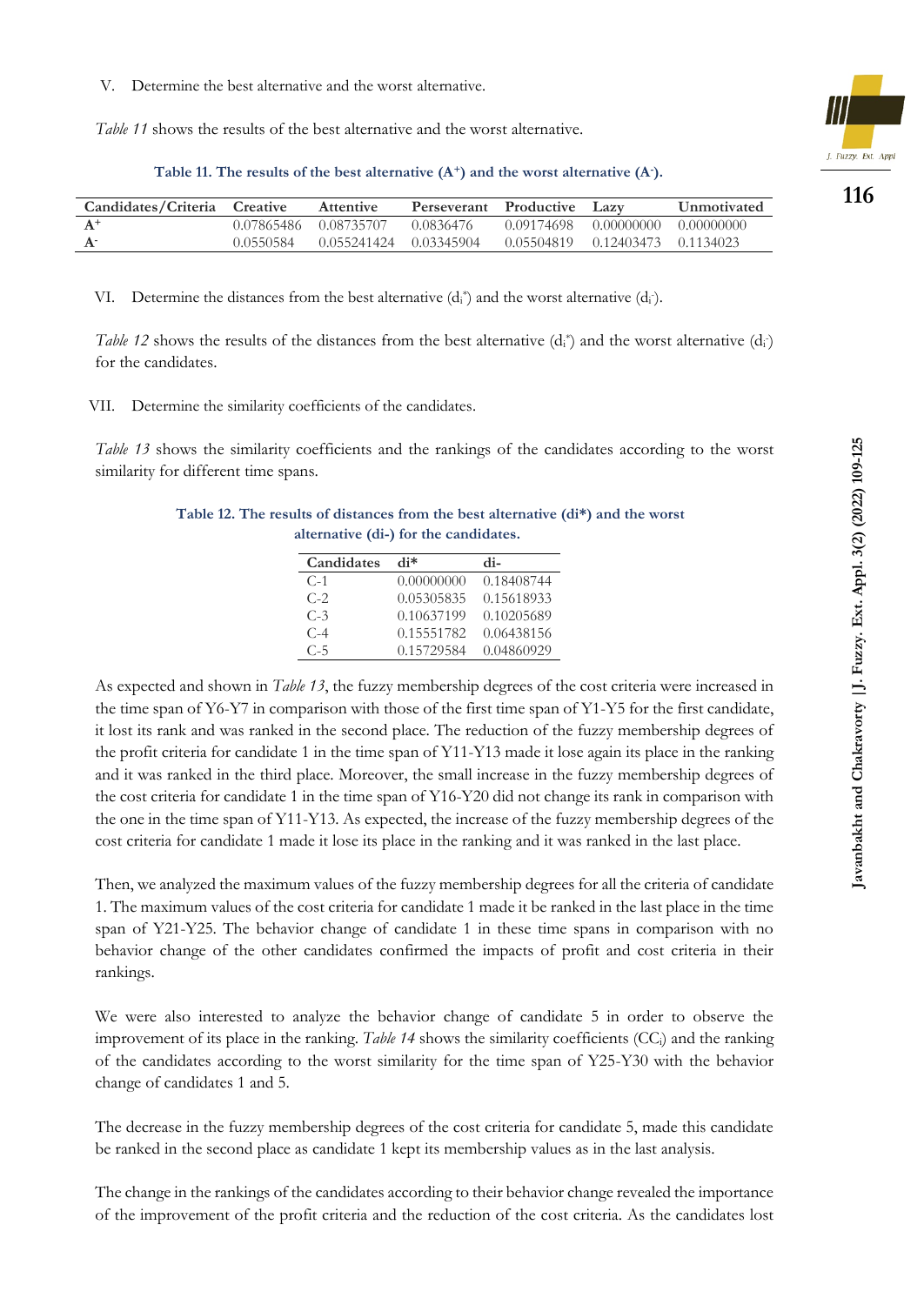V. Determine the best alternative and the worst alternative.

*Table 11* shows the results of the best alternative and the worst alternative.

**Table 11. The results of the best alternative ($A^+$) and the worst alternative ($A^-$).**

| Candidates/Criteria | Creative | Attentive | Perseverant | Productive | Lazy | Unmotivated |
|---|---|---|---|---|---|---|
| $A^+$ | 0.07865486 | 0.08735707 | 0.0836476 | 0.09174698 | 0.00000000 | 0.00000000 |
| $A^-$ | 0.0550584 | 0.055241424 | 0.03345904 | 0.05504819 | 0.12403473 | 0.1134023 |

VI. Determine the distances from the best alternative ($d_i^*$) and the worst alternative ($d_i^-$).

*Table 12* shows the results of the distances from the best alternative ($d_i^*$) and the worst alternative ($d_i^-$) for the candidates.

VII. Determine the similarity coefficients of the candidates.

*Table 13* shows the similarity coefficients and the rankings of the candidates according to the worst similarity for different time spans.

**Table 12. The results of distances from the best alternative (di\*) and the worst alternative (di-) for the candidates.**

| Candidates | di* | di- |
|---|---|---|
| C-1 | 0.00000000 | 0.18408744 |
| C-2 | 0.05305835 | 0.15618933 |
| C-3 | 0.10637199 | 0.10205689 |
| C-4 | 0.15551782 | 0.06438156 |
| C-5 | 0.15729584 | 0.04860929 |

As expected and shown in *Table 13*, the fuzzy membership degrees of the cost criteria were increased in the time span of Y6-Y7 in comparison with those of the first time span of Y1-Y5 for the first candidate, it lost its rank and was ranked in the second place. The reduction of the fuzzy membership degrees of the profit criteria for candidate 1 in the time span of Y11-Y13 made it lose again its place in the ranking and it was ranked in the third place. Moreover, the small increase in the fuzzy membership degrees of the cost criteria for candidate 1 in the time span of Y16-Y20 did not change its rank in comparison with the one in the time span of Y11-Y13. As expected, the increase of the fuzzy membership degrees of the cost criteria for candidate 1 made it lose its place in the ranking and it was ranked in the last place.

Then, we analyzed the maximum values of the fuzzy membership degrees for all the criteria of candidate 1. The maximum values of the cost criteria for candidate 1 made it be ranked in the last place in the time span of Y21-Y25. The behavior change of candidate 1 in these time spans in comparison with no behavior change of the other candidates confirmed the impacts of profit and cost criteria in their rankings.

We were also interested to analyze the behavior change of candidate 5 in order to observe the improvement of its place in the ranking. *Table 14* shows the similarity coefficients ($CC_i$) and the ranking of the candidates according to the worst similarity for the time span of Y25-Y30 with the behavior change of candidates 1 and 5.

The decrease in the fuzzy membership degrees of the cost criteria for candidate 5, made this candidate be ranked in the second place as candidate 1 kept its membership values as in the last analysis.

The change in the rankings of the candidates according to their behavior change revealed the importance of the improvement of the profit criteria and the reduction of the cost criteria. As the candidates lost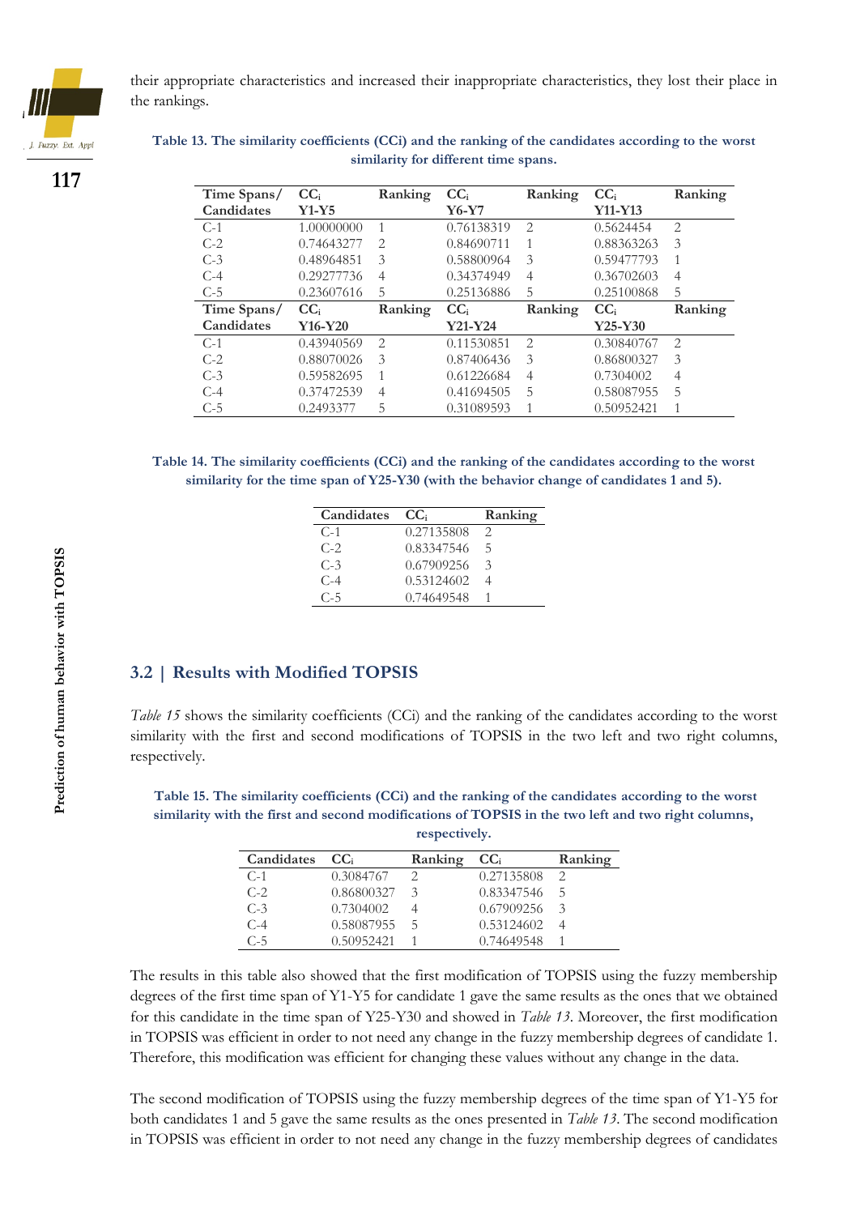their appropriate characteristics and increased their inappropriate characteristics, they lost their place in the rankings.

**Table 13. The similarity coefficients (CCi) and the ranking of the candidates according to the worst similarity for different time spans.**

| Time Spans/ Candidates | $CC_i$ Y1-Y5 | Ranking | $CC_i$ Y6-Y7 | Ranking | $CC_i$ Y11-Y13 | Ranking |
|---|---|---|---|---|---|---|
| C-1 | 1.00000000 | 1 | 0.76138319 | 2 | 0.5624454 | 2 |
| C-2 | 0.74643277 | 2 | 0.84690711 | 1 | 0.88363263 | 3 |
| C-3 | 0.48964851 | 3 | 0.58800964 | 3 | 0.59477793 | 1 |
| C-4 | 0.29277736 | 4 | 0.34374949 | 4 | 0.36702603 | 4 |
| C-5 | 0.23607616 | 5 | 0.25136886 | 5 | 0.25100868 | 5 |
| **Time Spans/ Candidates** | **$CC_i$ Y16-Y20** | **Ranking** | **$CC_i$ Y21-Y24** | **Ranking** | **$CC_i$ Y25-Y30** | **Ranking** |
| C-1 | 0.43940569 | 2 | 0.11530851 | 2 | 0.30840767 | 2 |
| C-2 | 0.88070026 | 3 | 0.87406436 | 3 | 0.86800327 | 3 |
| C-3 | 0.59582695 | 1 | 0.61226684 | 4 | 0.7304002 | 4 |
| C-4 | 0.37472539 | 4 | 0.41694505 | 5 | 0.58087955 | 5 |
| C-5 | 0.2493377 | 5 | 0.31089593 | 1 | 0.50952421 | 1 |

**Table 14. The similarity coefficients (CCi) and the ranking of the candidates according to the worst similarity for the time span of Y25-Y30 (with the behavior change of candidates 1 and 5).**

| Candidates | $CC_i$ | Ranking |
|---|---|---|
| C-1 | 0.27135808 | 2 |
| C-2 | 0.83347546 | 5 |
| C-3 | 0.67909256 | 3 |
| C-4 | 0.53124602 | 4 |
| C-5 | 0.74649548 | 1 |

## 3.2 | Results with Modified TOPSIS

*Table 15* shows the similarity coefficients (CCi) and the ranking of the candidates according to the worst similarity with the first and second modifications of TOPSIS in the two left and two right columns, respectively.

**Table 15. The similarity coefficients (CCi) and the ranking of the candidates according to the worst similarity with the first and second modifications of TOPSIS in the two left and two right columns, respectively.**

| Candidates | $CC_i$ | Ranking | $CC_i$ | Ranking |
|---|---|---|---|---|
| C-1 | 0.3084767 | 2 | 0.27135808 | 2 |
| C-2 | 0.86800327 | 3 | 0.83347546 | 5 |
| C-3 | 0.7304002 | 4 | 0.67909256 | 3 |
| C-4 | 0.58087955 | 5 | 0.53124602 | 4 |
| C-5 | 0.50952421 | 1 | 0.74649548 | 1 |

The results in this table also showed that the first modification of TOPSIS using the fuzzy membership degrees of the first time span of Y1-Y5 for candidate 1 gave the same results as the ones that we obtained for this candidate in the time span of Y25-Y30 and showed in *Table 13*. Moreover, the first modification in TOPSIS was efficient in order to not need any change in the fuzzy membership degrees of candidate 1. Therefore, this modification was efficient for changing these values without any change in the data.

The second modification of TOPSIS using the fuzzy membership degrees of the time span of Y1-Y5 for both candidates 1 and 5 gave the same results as the ones presented in *Table 13*. The second modification in TOPSIS was efficient in order to not need any change in the fuzzy membership degrees of candidates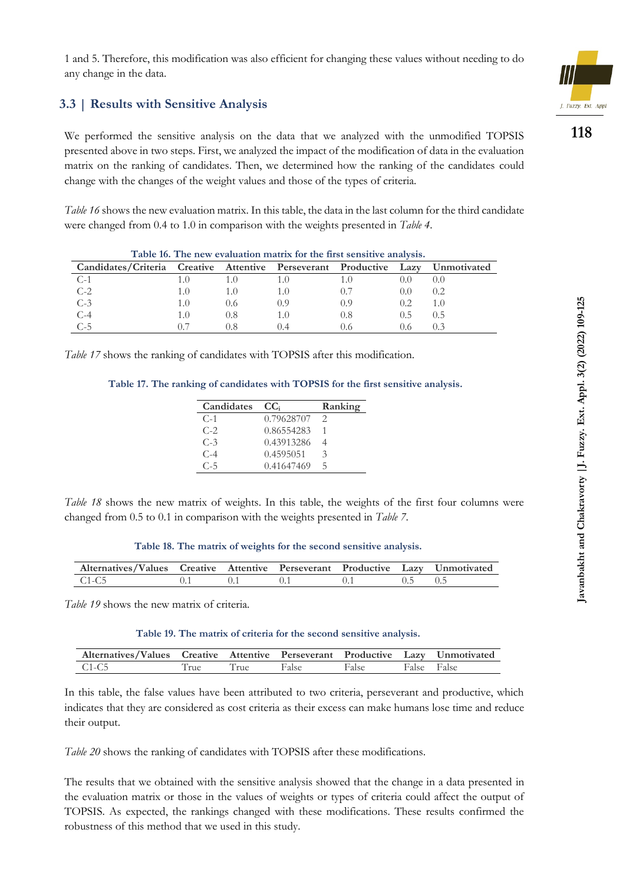1 and 5. Therefore, this modification was also efficient for changing these values without needing to do any change in the data.

### 3.3 | Results with Sensitive Analysis

We performed the sensitive analysis on the data that we analyzed with the unmodified TOPSIS presented above in two steps. First, we analyzed the impact of the modification of data in the evaluation matrix on the ranking of candidates. Then, we determined how the ranking of the candidates could change with the changes of the weight values and those of the types of criteria.

*Table 16* shows the new evaluation matrix. In this table, the data in the last column for the third candidate were changed from 0.4 to 1.0 in comparison with the weights presented in *Table 4*.

**Table 16. The new evaluation matrix for the first sensitive analysis.**

| Candidates/Criteria | Creative | Attentive | Perseverant | Productive | Lazy | Unmotivated |
|---|---|---|---|---|---|---|
| C-1 | 1.0 | 1.0 | 1.0 | 1.0 | 0.0 | 0.0 |
| C-2 | 1.0 | 1.0 | 1.0 | 0.7 | 0.0 | 0.2 |
| C-3 | 1.0 | 0.6 | 0.9 | 0.9 | 0.2 | 1.0 |
| C-4 | 1.0 | 0.8 | 1.0 | 0.8 | 0.5 | 0.5 |
| C-5 | 0.7 | 0.8 | 0.4 | 0.6 | 0.6 | 0.3 |

*Table 17* shows the ranking of candidates with TOPSIS after this modification.

**Table 17. The ranking of candidates with TOPSIS for the first sensitive analysis.**

| Candidates | $CC_i$ | Ranking |
|---|---|---|
| C-1 | 0.79628707 | 2 |
| C-2 | 0.86554283 | 1 |
| C-3 | 0.43913286 | 4 |
| C-4 | 0.4595051 | 3 |
| C-5 | 0.41647469 | 5 |

*Table 18* shows the new matrix of weights. In this table, the weights of the first four columns were changed from 0.5 to 0.1 in comparison with the weights presented in *Table 7*.

**Table 18. The matrix of weights for the second sensitive analysis.**

| Alternatives/Values | Creative | Attentive | Perseverant | Productive | Lazy | Unmotivated |
|---|---|---|---|---|---|---|
| C1-C5 | 0.1 | 0.1 | 0.1 | 0.1 | 0.5 | 0.5 |

*Table 19* shows the new matrix of criteria.

**Table 19. The matrix of criteria for the second sensitive analysis.**

| Alternatives/Values | Creative | Attentive | Perseverant | Productive | Lazy | Unmotivated |
|---|---|---|---|---|---|---|
| C1-C5 | True | True | False | False | False | False |

In this table, the false values have been attributed to two criteria, perseverant and productive, which indicates that they are considered as cost criteria as their excess can make humans lose time and reduce their output.

*Table 20* shows the ranking of candidates with TOPSIS after these modifications.

The results that we obtained with the sensitive analysis showed that the change in a data presented in the evaluation matrix or those in the values of weights or types of criteria could affect the output of TOPSIS. As expected, the rankings changed with these modifications. These results confirmed the robustness of this method that we used in this study.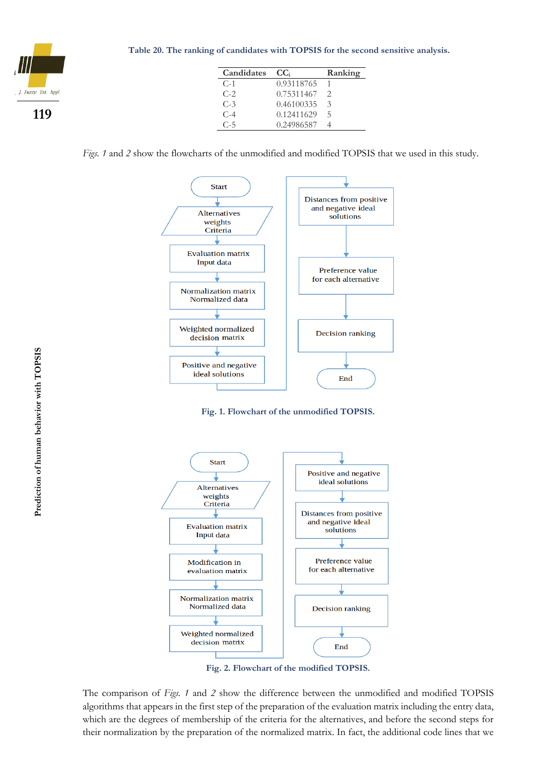Table 20. The ranking of candidates with TOPSIS for the second sensitive analysis.

| Candidates | $CC_i$ | Ranking |
|---|---|---|
| C-1 | 0.93118765 | 1 |
| C-2 | 0.75311467 | 2 |
| C-3 | 0.46100335 | 3 |
| C-4 | 0.12411629 | 5 |
| C-5 | 0.24986587 | 4 |

*Figs. 1* and *2* show the flowcharts of the unmodified and modified TOPSIS that we used in this study.

Start → Alternatives weights Criteria → Evaluation matrix Input data → Normalization matrix Normalized data → Weighted normalized decision matrix → Positive and negative ideal solutions → Distances from positive and negative ideal solutions → Preference value for each alternative → Decision ranking → End

Fig. 1. Flowchart of the unmodified TOPSIS.

Start → Alternatives weights Criteria → Evaluation matrix Input data → Modification in evaluation matrix → Normalization matrix Normalized data → Weighted normalized decision matrix → Positive and negative ideal solutions → Distances from positive and negative ideal solutions → Preference value for each alternative → Decision ranking → End

Fig. 2. Flowchart of the modified TOPSIS.

The comparison of *Figs. 1* and *2* show the difference between the unmodified and modified TOPSIS algorithms that appears in the first step of the preparation of the evaluation matrix including the entry data, which are the degrees of membership of the criteria for the alternatives, and before the second steps for their normalization by the preparation of the normalized matrix. In fact, the additional code lines that we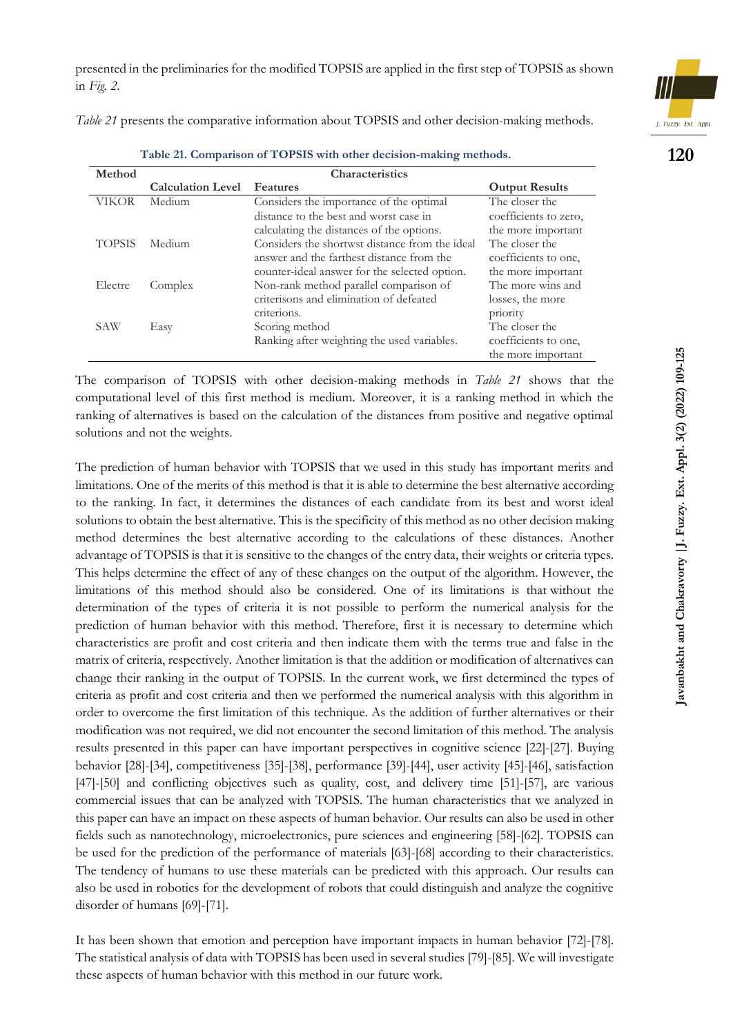presented in the preliminaries for the modified TOPSIS are applied in the first step of TOPSIS as shown in *Fig. 2*.

*Table 21* presents the comparative information about TOPSIS and other decision-making methods.

**Table 21. Comparison of TOPSIS with other decision-making methods.**

| Method | Characteristics | | |
|---|---|---|---|
| | **Calculation Level** | **Features** | **Output Results** |
| VIKOR | Medium | Considers the importance of the optimal distance to the best and worst case in calculating the distances of the options. | The closer the coefficients to zero, the more important |
| TOPSIS | Medium | Considers the shortwst distance from the ideal answer and the farthest distance from the counter-ideal answer for the selected option. | The closer the coefficients to one, the more important |
| Electre | Complex | Non-rank method parallel comparison of criterisons and elimination of defeated criterions. | The more wins and losses, the more priority |
| SAW | Easy | Scoring method Ranking after weighting the used variables. | The closer the coefficients to one, the more important |

The comparison of TOPSIS with other decision-making methods in *Table 21* shows that the computational level of this first method is medium. Moreover, it is a ranking method in which the ranking of alternatives is based on the calculation of the distances from positive and negative optimal solutions and not the weights.

The prediction of human behavior with TOPSIS that we used in this study has important merits and limitations. One of the merits of this method is that it is able to determine the best alternative according to the ranking. In fact, it determines the distances of each candidate from its best and worst ideal solutions to obtain the best alternative. This is the specificity of this method as no other decision making method determines the best alternative according to the calculations of these distances. Another advantage of TOPSIS is that it is sensitive to the changes of the entry data, their weights or criteria types. This helps determine the effect of any of these changes on the output of the algorithm. However, the limitations of this method should also be considered. One of its limitations is that without the determination of the types of criteria it is not possible to perform the numerical analysis for the prediction of human behavior with this method. Therefore, first it is necessary to determine which characteristics are profit and cost criteria and then indicate them with the terms true and false in the matrix of criteria, respectively. Another limitation is that the addition or modification of alternatives can change their ranking in the output of TOPSIS. In the current work, we first determined the types of criteria as profit and cost criteria and then we performed the numerical analysis with this algorithm in order to overcome the first limitation of this technique. As the addition of further alternatives or their modification was not required, we did not encounter the second limitation of this method. The analysis results presented in this paper can have important perspectives in cognitive science [22]-[27]. Buying behavior [28]-[34], competitiveness [35]-[38], performance [39]-[44], user activity [45]-[46], satisfaction [47]-[50] and conflicting objectives such as quality, cost, and delivery time [51]-[57], are various commercial issues that can be analyzed with TOPSIS. The human characteristics that we analyzed in this paper can have an impact on these aspects of human behavior. Our results can also be used in other fields such as nanotechnology, microelectronics, pure sciences and engineering [58]-[62]. TOPSIS can be used for the prediction of the performance of materials [63]-[68] according to their characteristics. The tendency of humans to use these materials can be predicted with this approach. Our results can also be used in robotics for the development of robots that could distinguish and analyze the cognitive disorder of humans [69]-[71].

It has been shown that emotion and perception have important impacts in human behavior [72]-[78]. The statistical analysis of data with TOPSIS has been used in several studies [79]-[85]. We will investigate these aspects of human behavior with this method in our future work.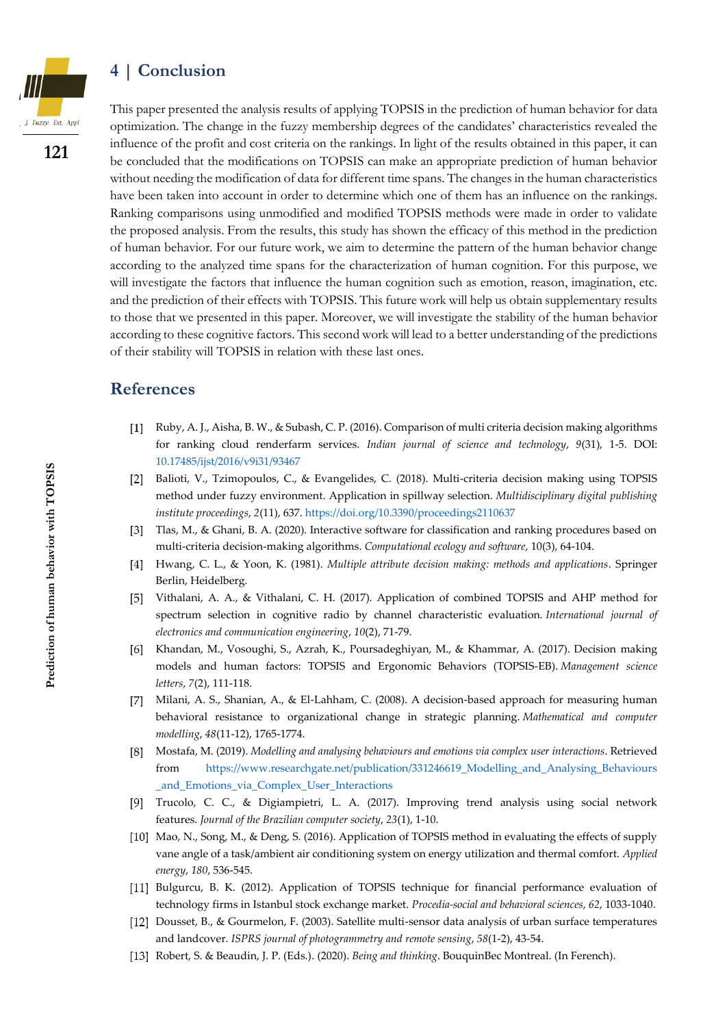## 4 | Conclusion

This paper presented the analysis results of applying TOPSIS in the prediction of human behavior for data optimization. The change in the fuzzy membership degrees of the candidates' characteristics revealed the influence of the profit and cost criteria on the rankings. In light of the results obtained in this paper, it can be concluded that the modifications on TOPSIS can make an appropriate prediction of human behavior without needing the modification of data for different time spans. The changes in the human characteristics have been taken into account in order to determine which one of them has an influence on the rankings. Ranking comparisons using unmodified and modified TOPSIS methods were made in order to validate the proposed analysis. From the results, this study has shown the efficacy of this method in the prediction of human behavior. For our future work, we aim to determine the pattern of the human behavior change according to the analyzed time spans for the characterization of human cognition. For this purpose, we will investigate the factors that influence the human cognition such as emotion, reason, imagination, etc. and the prediction of their effects with TOPSIS. This future work will help us obtain supplementary results to those that we presented in this paper. Moreover, we will investigate the stability of the human behavior according to these cognitive factors. This second work will lead to a better understanding of the predictions of their stability will TOPSIS in relation with these last ones.

## References

[1] Ruby, A. J., Aisha, B. W., & Subash, C. P. (2016). Comparison of multi criteria decision making algorithms for ranking cloud renderfarm services. *Indian journal of science and technology*, *9*(31), 1-5. DOI: 10.17485/ijst/2016/v9i31/93467

[2] Balioti, V., Tzimopoulos, C., & Evangelides, C. (2018). Multi-criteria decision making using TOPSIS method under fuzzy environment. Application in spillway selection. *Multidisciplinary digital publishing institute proceedings*, *2*(11), 637. https://doi.org/10.3390/proceedings2110637

[3] Tlas, M., & Ghani, B. A. (2020). Interactive software for classification and ranking procedures based on multi-criteria decision-making algorithms. *Computational ecology and software*, 10(3), 64-104.

[4] Hwang, C. L., & Yoon, K. (1981). *Multiple attribute decision making: methods and applications*. Springer Berlin, Heidelberg.

[5] Vithalani, A. A., & Vithalani, C. H. (2017). Application of combined TOPSIS and AHP method for spectrum selection in cognitive radio by channel characteristic evaluation. *International journal of electronics and communication engineering*, *10*(2), 71-79.

[6] Khandan, M., Vosoughi, S., Azrah, K., Poursadeghiyan, M., & Khammar, A. (2017). Decision making models and human factors: TOPSIS and Ergonomic Behaviors (TOPSIS-EB). *Management science letters*, *7*(2), 111-118.

[7] Milani, A. S., Shanian, A., & El-Lahham, C. (2008). A decision-based approach for measuring human behavioral resistance to organizational change in strategic planning. *Mathematical and computer modelling*, *48*(11-12), 1765-1774.

[8] Mostafa, M. (2019). *Modelling and analysing behaviours and emotions via complex user interactions*. Retrieved from https://www.researchgate.net/publication/331246619_Modelling_and_Analysing_Behaviours_and_Emotions_via_Complex_User_Interactions

[9] Trucolo, C. C., & Digiampietri, L. A. (2017). Improving trend analysis using social network features. *Journal of the Brazilian computer society*, *23*(1), 1-10.

[10] Mao, N., Song, M., & Deng, S. (2016). Application of TOPSIS method in evaluating the effects of supply vane angle of a task/ambient air conditioning system on energy utilization and thermal comfort. *Applied energy*, *180*, 536-545.

[11] Bulgurcu, B. K. (2012). Application of TOPSIS technique for financial performance evaluation of technology firms in Istanbul stock exchange market. *Procedia-social and behavioral sciences*, *62*, 1033-1040.

[12] Dousset, B., & Gourmelon, F. (2003). Satellite multi-sensor data analysis of urban surface temperatures and landcover. *ISPRS journal of photogrammetry and remote sensing*, *58*(1-2), 43-54.

[13] Robert, S. & Beaudin, J. P. (Eds.). (2020). *Being and thinking*. BouquinBec Montreal. (In Ferench).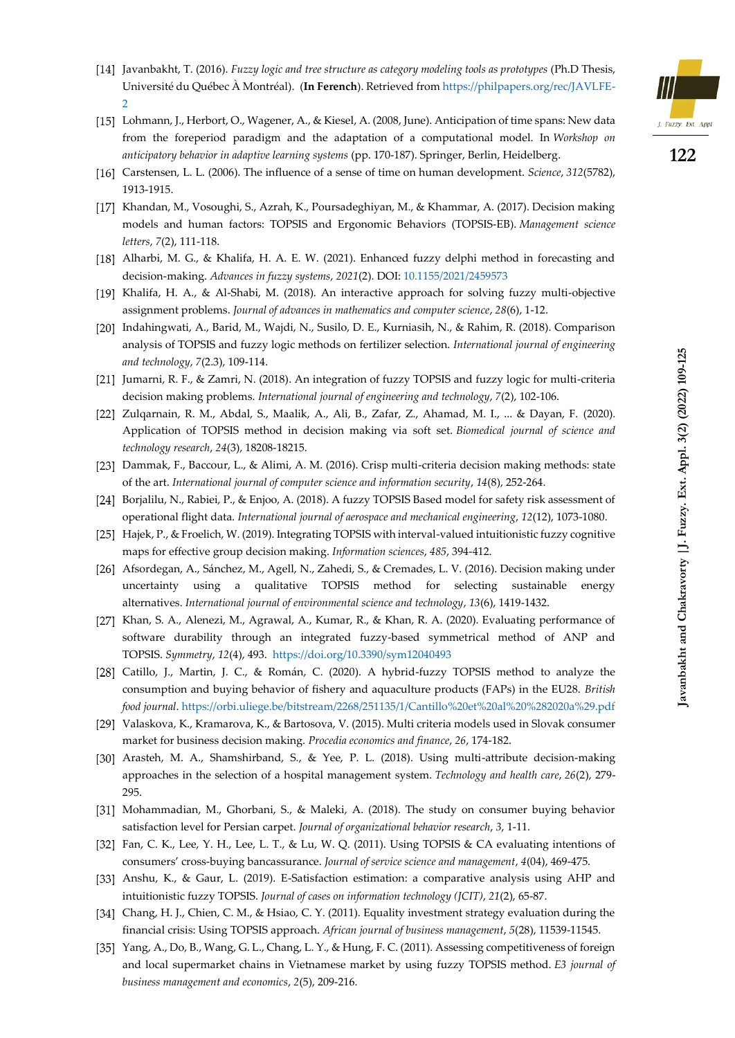[14] Javanbakht, T. (2016). *Fuzzy logic and tree structure as category modeling tools as prototypes* (Ph.D Thesis, Université du Québec À Montréal). (**In Ferench**). Retrieved from https://philpapers.org/rec/JAVLFE-2

[15] Lohmann, J., Herbort, O., Wagener, A., & Kiesel, A. (2008, June). Anticipation of time spans: New data from the foreperiod paradigm and the adaptation of a computational model. In *Workshop on anticipatory behavior in adaptive learning systems* (pp. 170-187). Springer, Berlin, Heidelberg.

[16] Carstensen, L. L. (2006). The influence of a sense of time on human development. *Science*, *312*(5782), 1913-1915.

[17] Khandan, M., Vosoughi, S., Azrah, K., Poursadeghiyan, M., & Khammar, A. (2017). Decision making models and human factors: TOPSIS and Ergonomic Behaviors (TOPSIS-EB). *Management science letters*, *7*(2), 111-118.

[18] Alharbi, M. G., & Khalifa, H. A. E. W. (2021). Enhanced fuzzy delphi method in forecasting and decision-making. *Advances in fuzzy systems*, *2021*(2). DOI: 10.1155/2021/2459573

[19] Khalifa, H. A., & Al-Shabi, M. (2018). An interactive approach for solving fuzzy multi-objective assignment problems. *Journal of advances in mathematics and computer science*, *28*(6), 1-12.

[20] Indahingwati, A., Barid, M., Wajdi, N., Susilo, D. E., Kurniasih, N., & Rahim, R. (2018). Comparison analysis of TOPSIS and fuzzy logic methods on fertilizer selection. *International journal of engineering and technology*, *7*(2.3), 109-114.

[21] Jumarni, R. F., & Zamri, N. (2018). An integration of fuzzy TOPSIS and fuzzy logic for multi-criteria decision making problems. *International journal of engineering and technology*, *7*(2), 102-106.

[22] Zulqarnain, R. M., Abdal, S., Maalik, A., Ali, B., Zafar, Z., Ahamad, M. I., ... & Dayan, F. (2020). Application of TOPSIS method in decision making via soft set. *Biomedical journal of science and technology research*, *24*(3), 18208-18215.

[23] Dammak, F., Baccour, L., & Alimi, A. M. (2016). Crisp multi-criteria decision making methods: state of the art. *International journal of computer science and information security*, *14*(8), 252-264.

[24] Borjalilu, N., Rabiei, P., & Enjoo, A. (2018). A fuzzy TOPSIS Based model for safety risk assessment of operational flight data. *International journal of aerospace and mechanical engineering*, *12*(12), 1073-1080.

[25] Hajek, P., & Froelich, W. (2019). Integrating TOPSIS with interval-valued intuitionistic fuzzy cognitive maps for effective group decision making. *Information sciences*, *485*, 394-412.

[26] Afsordegan, A., Sánchez, M., Agell, N., Zahedi, S., & Cremades, L. V. (2016). Decision making under uncertainty using a qualitative TOPSIS method for selecting sustainable energy alternatives. *International journal of environmental science and technology*, *13*(6), 1419-1432.

[27] Khan, S. A., Alenezi, M., Agrawal, A., Kumar, R., & Khan, R. A. (2020). Evaluating performance of software durability through an integrated fuzzy-based symmetrical method of ANP and TOPSIS. *Symmetry*, *12*(4), 493. https://doi.org/10.3390/sym12040493

[28] Catillo, J., Martin, J. C., & Román, C. (2020). A hybrid-fuzzy TOPSIS method to analyze the consumption and buying behavior of fishery and aquaculture products (FAPs) in the EU28. *British food journal*. https://orbi.uliege.be/bitstream/2268/251135/1/Cantillo%20et%20al%20%282020a%29.pdf

[29] Valaskova, K., Kramarova, K., & Bartosova, V. (2015). Multi criteria models used in Slovak consumer market for business decision making. *Procedia economics and finance*, *26*, 174-182.

[30] Arasteh, M. A., Shamshirband, S., & Yee, P. L. (2018). Using multi-attribute decision-making approaches in the selection of a hospital management system. *Technology and health care*, *26*(2), 279-295.

[31] Mohammadian, M., Ghorbani, S., & Maleki, A. (2018). The study on consumer buying behavior satisfaction level for Persian carpet. *Journal of organizational behavior research*, *3*, 1-11.

[32] Fan, C. K., Lee, Y. H., Lee, L. T., & Lu, W. Q. (2011). Using TOPSIS & CA evaluating intentions of consumers' cross-buying bancassurance. *Journal of service science and management*, *4*(04), 469-475.

[33] Anshu, K., & Gaur, L. (2019). E-Satisfaction estimation: a comparative analysis using AHP and intuitionistic fuzzy TOPSIS. *Journal of cases on information technology (JCIT)*, *21*(2), 65-87.

[34] Chang, H. J., Chien, C. M., & Hsiao, C. Y. (2011). Equality investment strategy evaluation during the financial crisis: Using TOPSIS approach. *African journal of business management*, *5*(28), 11539-11545.

[35] Yang, A., Do, B., Wang, G. L., Chang, L. Y., & Hung, F. C. (2011). Assessing competitiveness of foreign and local supermarket chains in Vietnamese market by using fuzzy TOPSIS method. *E3 journal of business management and economics*, *2*(5), 209-216.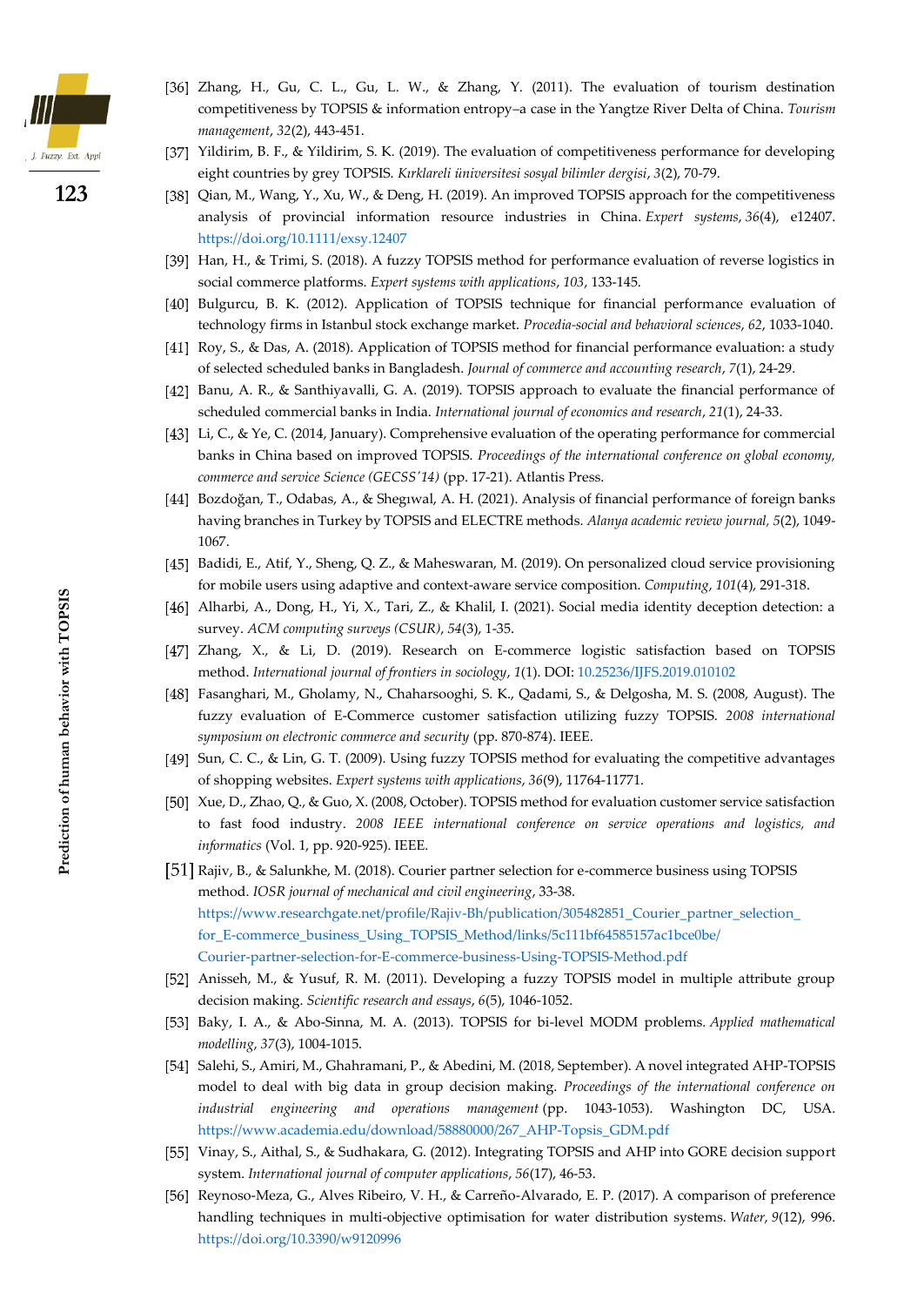[36] Zhang, H., Gu, C. L., Gu, L. W., & Zhang, Y. (2011). The evaluation of tourism destination competitiveness by TOPSIS & information entropy–a case in the Yangtze River Delta of China. *Tourism management*, *32*(2), 443-451.

[37] Yildirim, B. F., & Yildirim, S. K. (2019). The evaluation of competitiveness performance for developing eight countries by grey TOPSIS. *Kırklareli üniversitesi sosyal bilimler dergisi*, *3*(2), 70-79.

[38] Qian, M., Wang, Y., Xu, W., & Deng, H. (2019). An improved TOPSIS approach for the competitiveness analysis of provincial information resource industries in China. *Expert systems*, *36*(4), e12407. https://doi.org/10.1111/exsy.12407

[39] Han, H., & Trimi, S. (2018). A fuzzy TOPSIS method for performance evaluation of reverse logistics in social commerce platforms. *Expert systems with applications*, *103*, 133-145.

[40] Bulgurcu, B. K. (2012). Application of TOPSIS technique for financial performance evaluation of technology firms in Istanbul stock exchange market. *Procedia-social and behavioral sciences*, *62*, 1033-1040.

[41] Roy, S., & Das, A. (2018). Application of TOPSIS method for financial performance evaluation: a study of selected scheduled banks in Bangladesh. *Journal of commerce and accounting research*, *7*(1), 24-29.

[42] Banu, A. R., & Santhiyavalli, G. A. (2019). TOPSIS approach to evaluate the financial performance of scheduled commercial banks in India. *International journal of economics and research*, *21*(1), 24-33.

[43] Li, C., & Ye, C. (2014, January). Comprehensive evaluation of the operating performance for commercial banks in China based on improved TOPSIS. *Proceedings of the international conference on global economy, commerce and service Science (GECSS'14)* (pp. 17-21). Atlantis Press.

[44] Bozdoğan, T., Odabas, A., & Shegıwal, A. H. (2021). Analysis of financial performance of foreign banks having branches in Turkey by TOPSIS and ELECTRE methods. *Alanya academic review journal*, *5*(2), 1049-1067.

[45] Badidi, E., Atif, Y., Sheng, Q. Z., & Maheswaran, M. (2019). On personalized cloud service provisioning for mobile users using adaptive and context-aware service composition. *Computing*, *101*(4), 291-318.

[46] Alharbi, A., Dong, H., Yi, X., Tari, Z., & Khalil, I. (2021). Social media identity deception detection: a survey. *ACM computing surveys (CSUR)*, *54*(3), 1-35.

[47] Zhang, X., & Li, D. (2019). Research on E-commerce logistic satisfaction based on TOPSIS method. *International journal of frontiers in sociology*, *1*(1). DOI: 10.25236/IJFS.2019.010102

[48] Fasanghari, M., Gholamy, N., Chaharsooghi, S. K., Qadami, S., & Delgosha, M. S. (2008, August). The fuzzy evaluation of E-Commerce customer satisfaction utilizing fuzzy TOPSIS. *2008 international symposium on electronic commerce and security* (pp. 870-874). IEEE.

[49] Sun, C. C., & Lin, G. T. (2009). Using fuzzy TOPSIS method for evaluating the competitive advantages of shopping websites. *Expert systems with applications*, *36*(9), 11764-11771.

[50] Xue, D., Zhao, Q., & Guo, X. (2008, October). TOPSIS method for evaluation customer service satisfaction to fast food industry. *2008 IEEE international conference on service operations and logistics, and informatics* (Vol. 1, pp. 920-925). IEEE.

[51] Rajiv, B., & Salunkhe, M. (2018). Courier partner selection for e-commerce business using TOPSIS method. *IOSR journal of mechanical and civil engineering*, 33-38. https://www.researchgate.net/profile/Rajiv-Bh/publication/305482851_Courier_partner_selection_for_E-commerce_business_Using_TOPSIS_Method/links/5c111bf64585157ac1bce0be/Courier-partner-selection-for-E-commerce-business-Using-TOPSIS-Method.pdf

[52] Anisseh, M., & Yusuf, R. M. (2011). Developing a fuzzy TOPSIS model in multiple attribute group decision making. *Scientific research and essays*, *6*(5), 1046-1052.

[53] Baky, I. A., & Abo-Sinna, M. A. (2013). TOPSIS for bi-level MODM problems. *Applied mathematical modelling*, *37*(3), 1004-1015.

[54] Salehi, S., Amiri, M., Ghahramani, P., & Abedini, M. (2018, September). A novel integrated AHP-TOPSIS model to deal with big data in group decision making. *Proceedings of the international conference on industrial engineering and operations management* (pp. 1043-1053). Washington DC, USA. https://www.academia.edu/download/58880000/267_AHP-Topsis_GDM.pdf

[55] Vinay, S., Aithal, S., & Sudhakara, G. (2012). Integrating TOPSIS and AHP into GORE decision support system. *International journal of computer applications*, *56*(17), 46-53.

[56] Reynoso-Meza, G., Alves Ribeiro, V. H., & Carreño-Alvarado, E. P. (2017). A comparison of preference handling techniques in multi-objective optimisation for water distribution systems. *Water*, *9*(12), 996. https://doi.org/10.3390/w9120996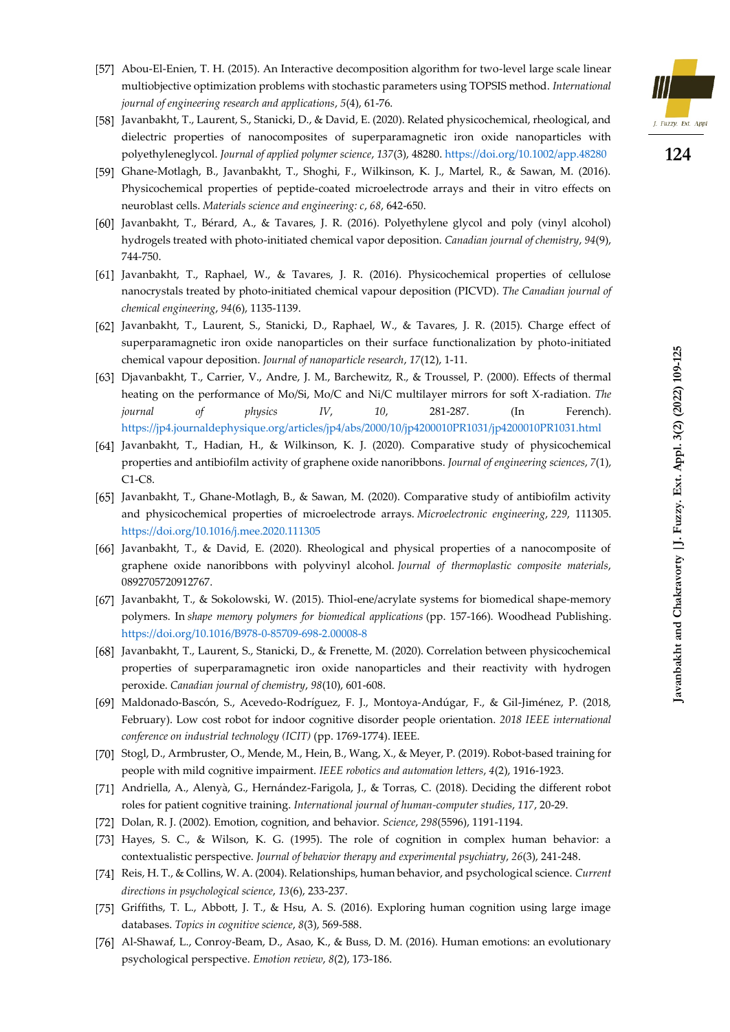[57] Abou-El-Enien, T. H. (2015). An Interactive decomposition algorithm for two-level large scale linear multiobjective optimization problems with stochastic parameters using TOPSIS method. *International journal of engineering research and applications*, *5*(4), 61-76.

[58] Javanbakht, T., Laurent, S., Stanicki, D., & David, E. (2020). Related physicochemical, rheological, and dielectric properties of nanocomposites of superparamagnetic iron oxide nanoparticles with polyethyleneglycol. *Journal of applied polymer science*, *137*(3), 48280. https://doi.org/10.1002/app.48280

[59] Ghane-Motlagh, B., Javanbakht, T., Shoghi, F., Wilkinson, K. J., Martel, R., & Sawan, M. (2016). Physicochemical properties of peptide-coated microelectrode arrays and their in vitro effects on neuroblast cells. *Materials science and engineering: c*, *68*, 642-650.

[60] Javanbakht, T., Bérard, A., & Tavares, J. R. (2016). Polyethylene glycol and poly (vinyl alcohol) hydrogels treated with photo-initiated chemical vapor deposition. *Canadian journal of chemistry*, *94*(9), 744-750.

[61] Javanbakht, T., Raphael, W., & Tavares, J. R. (2016). Physicochemical properties of cellulose nanocrystals treated by photo-initiated chemical vapour deposition (PICVD). *The Canadian journal of chemical engineering*, *94*(6), 1135-1139.

[62] Javanbakht, T., Laurent, S., Stanicki, D., Raphael, W., & Tavares, J. R. (2015). Charge effect of superparamagnetic iron oxide nanoparticles on their surface functionalization by photo-initiated chemical vapour deposition. *Journal of nanoparticle research*, *17*(12), 1-11.

[63] Djavanbakht, T., Carrier, V., Andre, J. M., Barchewitz, R., & Troussel, P. (2000). Effects of thermal heating on the performance of Mo/Si, Mo/C and Ni/C multilayer mirrors for soft X-radiation. *The journal of physics IV*, *10*, 281-287. (In Ferench). https://jp4.journaldephysique.org/articles/jp4/abs/2000/10/jp4200010PR1031/jp4200010PR1031.html

[64] Javanbakht, T., Hadian, H., & Wilkinson, K. J. (2020). Comparative study of physicochemical properties and antibiofilm activity of graphene oxide nanoribbons. *Journal of engineering sciences*, *7*(1), C1-C8.

[65] Javanbakht, T., Ghane-Motlagh, B., & Sawan, M. (2020). Comparative study of antibiofilm activity and physicochemical properties of microelectrode arrays. *Microelectronic engineering*, *229*, 111305. https://doi.org/10.1016/j.mee.2020.111305

[66] Javanbakht, T., & David, E. (2020). Rheological and physical properties of a nanocomposite of graphene oxide nanoribbons with polyvinyl alcohol. *Journal of thermoplastic composite materials*, 0892705720912767.

[67] Javanbakht, T., & Sokolowski, W. (2015). Thiol-ene/acrylate systems for biomedical shape-memory polymers. In *shape memory polymers for biomedical applications* (pp. 157-166). Woodhead Publishing. https://doi.org/10.1016/B978-0-85709-698-2.00008-8

[68] Javanbakht, T., Laurent, S., Stanicki, D., & Frenette, M. (2020). Correlation between physicochemical properties of superparamagnetic iron oxide nanoparticles and their reactivity with hydrogen peroxide. *Canadian journal of chemistry*, *98*(10), 601-608.

[69] Maldonado-Bascón, S., Acevedo-Rodríguez, F. J., Montoya-Andúgar, F., & Gil-Jiménez, P. (2018, February). Low cost robot for indoor cognitive disorder people orientation. *2018 IEEE international conference on industrial technology (ICIT)* (pp. 1769-1774). IEEE.

[70] Stogl, D., Armbruster, O., Mende, M., Hein, B., Wang, X., & Meyer, P. (2019). Robot-based training for people with mild cognitive impairment. *IEEE robotics and automation letters*, *4*(2), 1916-1923.

[71] Andriella, A., Alenyà, G., Hernández-Farigola, J., & Torras, C. (2018). Deciding the different robot roles for patient cognitive training. *International journal of human-computer studies*, *117*, 20-29.

[72] Dolan, R. J. (2002). Emotion, cognition, and behavior. *Science*, *298*(5596), 1191-1194.

[73] Hayes, S. C., & Wilson, K. G. (1995). The role of cognition in complex human behavior: a contextualistic perspective. *Journal of behavior therapy and experimental psychiatry*, *26*(3), 241-248.

[74] Reis, H. T., & Collins, W. A. (2004). Relationships, human behavior, and psychological science. *Current directions in psychological science*, *13*(6), 233-237.

[75] Griffiths, T. L., Abbott, J. T., & Hsu, A. S. (2016). Exploring human cognition using large image databases. *Topics in cognitive science*, *8*(3), 569-588.

[76] Al-Shawaf, L., Conroy-Beam, D., Asao, K., & Buss, D. M. (2016). Human emotions: an evolutionary psychological perspective. *Emotion review*, *8*(2), 173-186.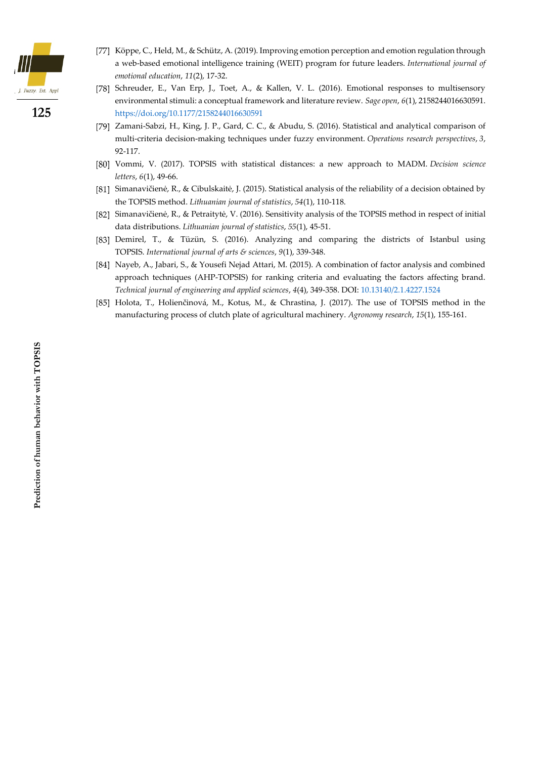[77] Köppe, C., Held, M., & Schütz, A. (2019). Improving emotion perception and emotion regulation through a web-based emotional intelligence training (WEIT) program for future leaders. *International journal of emotional education*, *11*(2), 17-32.

[78] Schreuder, E., Van Erp, J., Toet, A., & Kallen, V. L. (2016). Emotional responses to multisensory environmental stimuli: a conceptual framework and literature review. *Sage open*, *6*(1), 2158244016630591. https://doi.org/10.1177/2158244016630591

[79] Zamani-Sabzi, H., King, J. P., Gard, C. C., & Abudu, S. (2016). Statistical and analytical comparison of multi-criteria decision-making techniques under fuzzy environment. *Operations research perspectives*, *3*, 92-117.

[80] Vommi, V. (2017). TOPSIS with statistical distances: a new approach to MADM. *Decision science letters*, *6*(1), 49-66.

[81] Simanavičienė, R., & Cibulskaitė, J. (2015). Statistical analysis of the reliability of a decision obtained by the TOPSIS method. *Lithuanian journal of statistics*, *54*(1), 110-118.

[82] Simanavičienė, R., & Petraitytė, V. (2016). Sensitivity analysis of the TOPSIS method in respect of initial data distributions. *Lithuanian journal of statistics*, *55*(1), 45-51.

[83] Demirel, T., & Tüzün, S. (2016). Analyzing and comparing the districts of Istanbul using TOPSIS. *International journal of arts & sciences*, *9*(1), 339-348.

[84] Nayeb, A., Jabari, S., & Yousefi Nejad Attari, M. (2015). A combination of factor analysis and combined approach techniques (AHP-TOPSIS) for ranking criteria and evaluating the factors affecting brand. *Technical journal of engineering and applied sciences*, *4*(4), 349-358. DOI: 10.13140/2.1.4227.1524

[85] Holota, T., Holienčinová, M., Kotus, M., & Chrastina, J. (2017). The use of TOPSIS method in the manufacturing process of clutch plate of agricultural machinery. *Agronomy research*, *15*(1), 155-161.